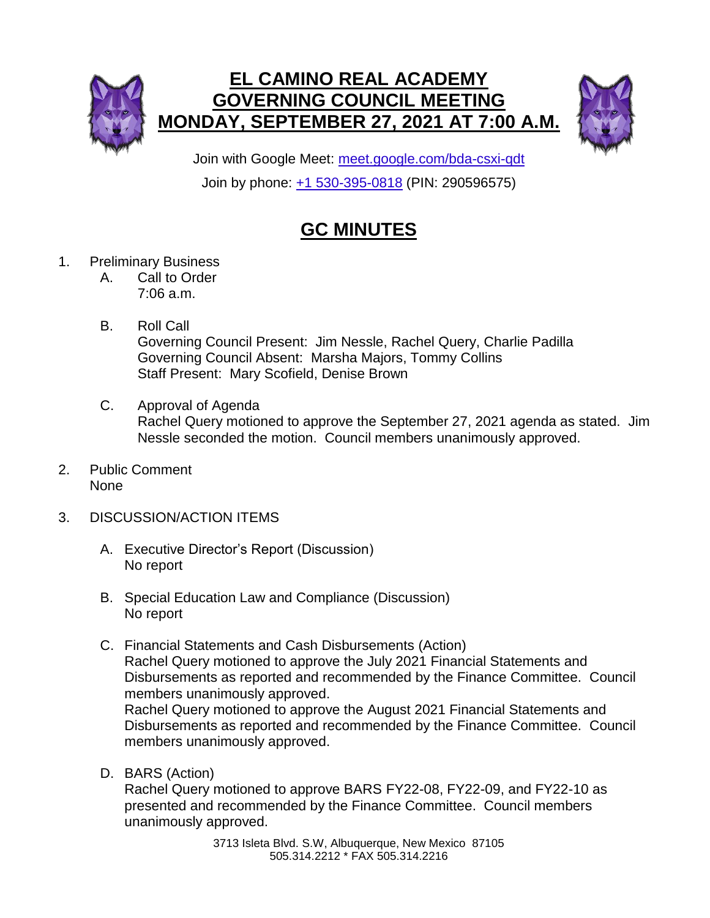# EL CAMINO REAL ACADEMY GOVERNING COUNCIL MEETING MONDAY, SEPTEMBER 27, 2021 AT 7:00 A.M.

Join with Google Meet: [meet.google.com/bda-csxi-qdt](meet.google.com/bda-csxi-qdt)

Join by phone: +1 530-395-0818 (PIN: 290596575)

## GC MINUTES

1. Preliminary Business
   A. Call to Order
      7:06 a.m.

   B. Roll Call
      Governing Council Present: Jim Nessle, Rachel Query, Charlie Padilla
      Governing Council Absent: Marsha Majors, Tommy Collins
      Staff Present: Mary Scofield, Denise Brown

   C. Approval of Agenda
      Rachel Query motioned to approve the September 27, 2021 agenda as stated. Jim Nessle seconded the motion. Council members unanimously approved.

2. Public Comment
   None

3. DISCUSSION/ACTION ITEMS

   A. Executive Director's Report (Discussion)
      No report

   B. Special Education Law and Compliance (Discussion)
      No report

   C. Financial Statements and Cash Disbursements (Action)
      Rachel Query motioned to approve the July 2021 Financial Statements and Disbursements as reported and recommended by the Finance Committee. Council members unanimously approved.
      Rachel Query motioned to approve the August 2021 Financial Statements and Disbursements as reported and recommended by the Finance Committee. Council members unanimously approved.

   D. BARS (Action)
      Rachel Query motioned to approve BARS FY22-08, FY22-09, and FY22-10 as presented and recommended by the Finance Committee. Council members unanimously approved.

3713 Isleta Blvd. S.W, Albuquerque, New Mexico 87105
505.314.2212 * FAX 505.314.2216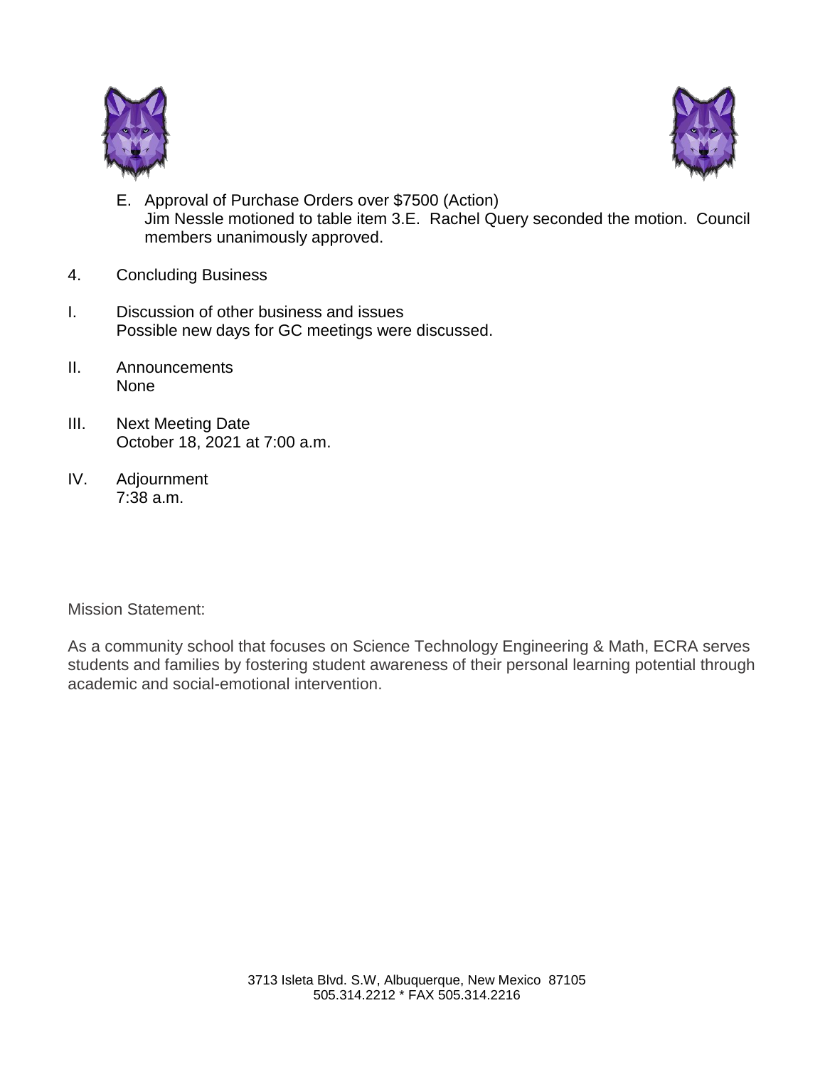E. Approval of Purchase Orders over $7500 (Action)
Jim Nessle motioned to table item 3.E. Rachel Query seconded the motion. Council members unanimously approved.

4. Concluding Business

I. Discussion of other business and issues
Possible new days for GC meetings were discussed.

II. Announcements
None

III. Next Meeting Date
October 18, 2021 at 7:00 a.m.

IV. Adjournment
7:38 a.m.

Mission Statement:

As a community school that focuses on Science Technology Engineering & Math, ECRA serves students and families by fostering student awareness of their personal learning potential through academic and social-emotional intervention.

3713 Isleta Blvd. S.W, Albuquerque, New Mexico 87105
505.314.2212 * FAX 505.314.2216